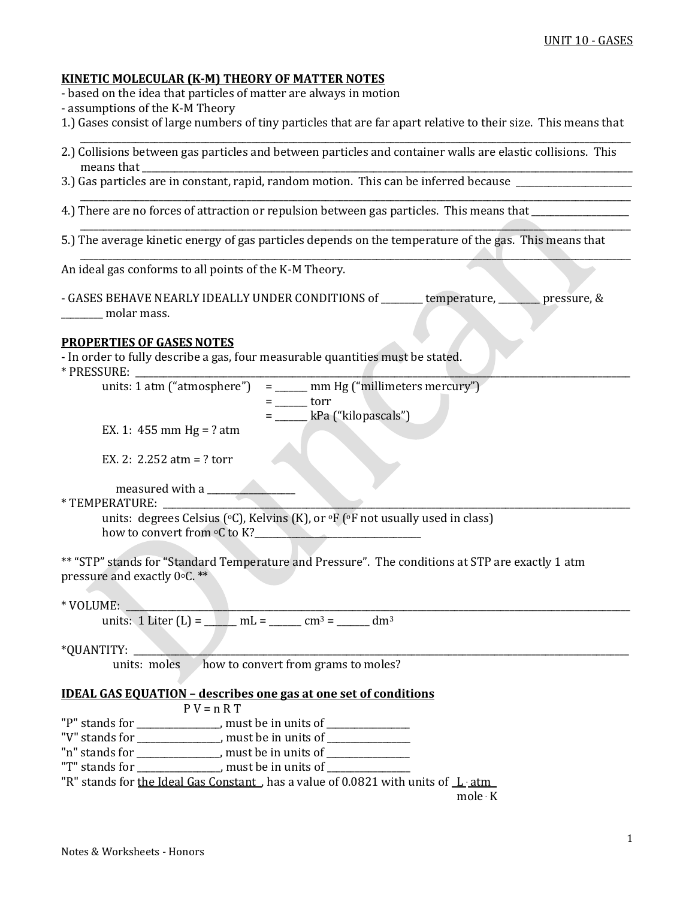**KINETIC MOLECULAR (K-M) THEORY OF MATTER NOTES**

- based on the idea that particles of matter are always in motion
- assumptions of the K-M Theory

1.) Gases consist of large numbers of tiny particles that are far apart relative to their size. This means that ________________________________________________

2.) Collisions between gas particles and between particles and container walls are elastic collisions. This means that ________________________________________________

3.) Gas particles are in constant, rapid, random motion. This can be inferred because ________________________________________________

4.) There are no forces of attraction or repulsion between gas particles. This means that ________________________________________________

5.) The average kinetic energy of gas particles depends on the temperature of the gas. This means that ________________________________________________

An ideal gas conforms to all points of the K-M Theory.

- GASES BEHAVE NEARLY IDEALLY UNDER CONDITIONS of _________ temperature, _________ pressure, & _________ molar mass.

**PROPERTIES OF GASES NOTES**

- In order to fully describe a gas, four measurable quantities must be stated.

\* PRESSURE: ________________________________________________

units: 1 atm ("atmosphere") = _______ mm Hg ("millimeters mercury")
= _______ torr
= _______ kPa ("kilopascals")

EX. 1: 455 mm Hg = ? atm

EX. 2: 2.252 atm = ? torr

measured with a ___________________

\* TEMPERATURE: ________________________________________________

units: degrees Celsius ($^oC$), Kelvins (K), or $^oF$ ($^oF$ not usually used in class)
how to convert from $^oC$ to K?____________________________________

\*\* "STP" stands for "Standard Temperature and Pressure". The conditions at STP are exactly 1 atm pressure and exactly $0^oC$. \*\*

\* VOLUME: ________________________________________________

units: 1 Liter (L) = _______ mL = _______ $cm^3$ = _______ $dm^3$

\*QUANTITY: ________________________________________________

units: moles how to convert from grams to moles?

**IDEAL GAS EQUATION – describes one gas at one set of conditions**

$$P V = n R T$$

"P" stands for __________________, must be in units of __________________
"V" stands for __________________, must be in units of __________________
"n" stands for __________________, must be in units of __________________
"T" stands for __________________, must be in units of __________________
"R" stands for the Ideal Gas Constant, has a value of 0.0821 with units of $\frac{L \cdot atm}{mole \cdot K}$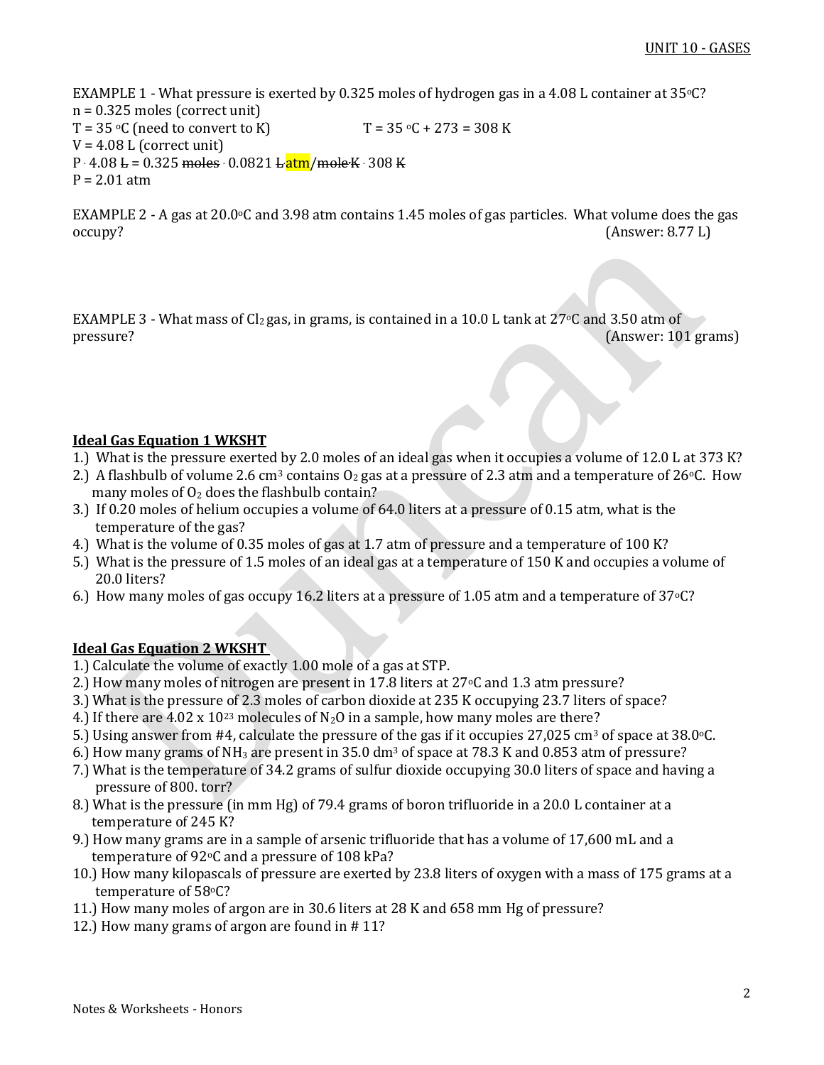EXAMPLE 1 - What pressure is exerted by 0.325 moles of hydrogen gas in a 4.08 L container at 35°C?
n = 0.325 moles (correct unit)
T = 35 °C (need to convert to K)  T = 35 °C + 273 = 308 K
V = 4.08 L (correct unit)
P · 4.08 ~~L~~ = 0.325 ~~moles~~ · 0.0821 ~~L~~atm/~~mole·K~~ · 308 ~~K~~
P = 2.01 atm

EXAMPLE 2 - A gas at 20.0°C and 3.98 atm contains 1.45 moles of gas particles. What volume does the gas occupy? (Answer: 8.77 L)

EXAMPLE 3 - What mass of $Cl_2$ gas, in grams, is contained in a 10.0 L tank at 27°C and 3.50 atm of pressure? (Answer: 101 grams)

**Ideal Gas Equation 1 WKSHT**

1.) What is the pressure exerted by 2.0 moles of an ideal gas when it occupies a volume of 12.0 L at 373 K?
2.) A flashbulb of volume 2.6 $cm^3$ contains $O_2$ gas at a pressure of 2.3 atm and a temperature of 26°C. How many moles of $O_2$ does the flashbulb contain?
3.) If 0.20 moles of helium occupies a volume of 64.0 liters at a pressure of 0.15 atm, what is the temperature of the gas?
4.) What is the volume of 0.35 moles of gas at 1.7 atm of pressure and a temperature of 100 K?
5.) What is the pressure of 1.5 moles of an ideal gas at a temperature of 150 K and occupies a volume of 20.0 liters?
6.) How many moles of gas occupy 16.2 liters at a pressure of 1.05 atm and a temperature of 37°C?

**Ideal Gas Equation 2 WKSHT**

1.) Calculate the volume of exactly 1.00 mole of a gas at STP.
2.) How many moles of nitrogen are present in 17.8 liters at 27°C and 1.3 atm pressure?
3.) What is the pressure of 2.3 moles of carbon dioxide at 235 K occupying 23.7 liters of space?
4.) If there are $4.02 \times 10^{23}$ molecules of $N_2O$ in a sample, how many moles are there?
5.) Using answer from #4, calculate the pressure of the gas if it occupies 27,025 $cm^3$ of space at 38.0°C.
6.) How many grams of $NH_3$ are present in 35.0 $dm^3$ of space at 78.3 K and 0.853 atm of pressure?
7.) What is the temperature of 34.2 grams of sulfur dioxide occupying 30.0 liters of space and having a pressure of 800. torr?
8.) What is the pressure (in mm Hg) of 79.4 grams of boron trifluoride in a 20.0 L container at a temperature of 245 K?
9.) How many grams are in a sample of arsenic trifluoride that has a volume of 17,600 mL and a temperature of 92°C and a pressure of 108 kPa?
10.) How many kilopascals of pressure are exerted by 23.8 liters of oxygen with a mass of 175 grams at a temperature of 58°C?
11.) How many moles of argon are in 30.6 liters at 28 K and 658 mm Hg of pressure?
12.) How many grams of argon are found in # 11?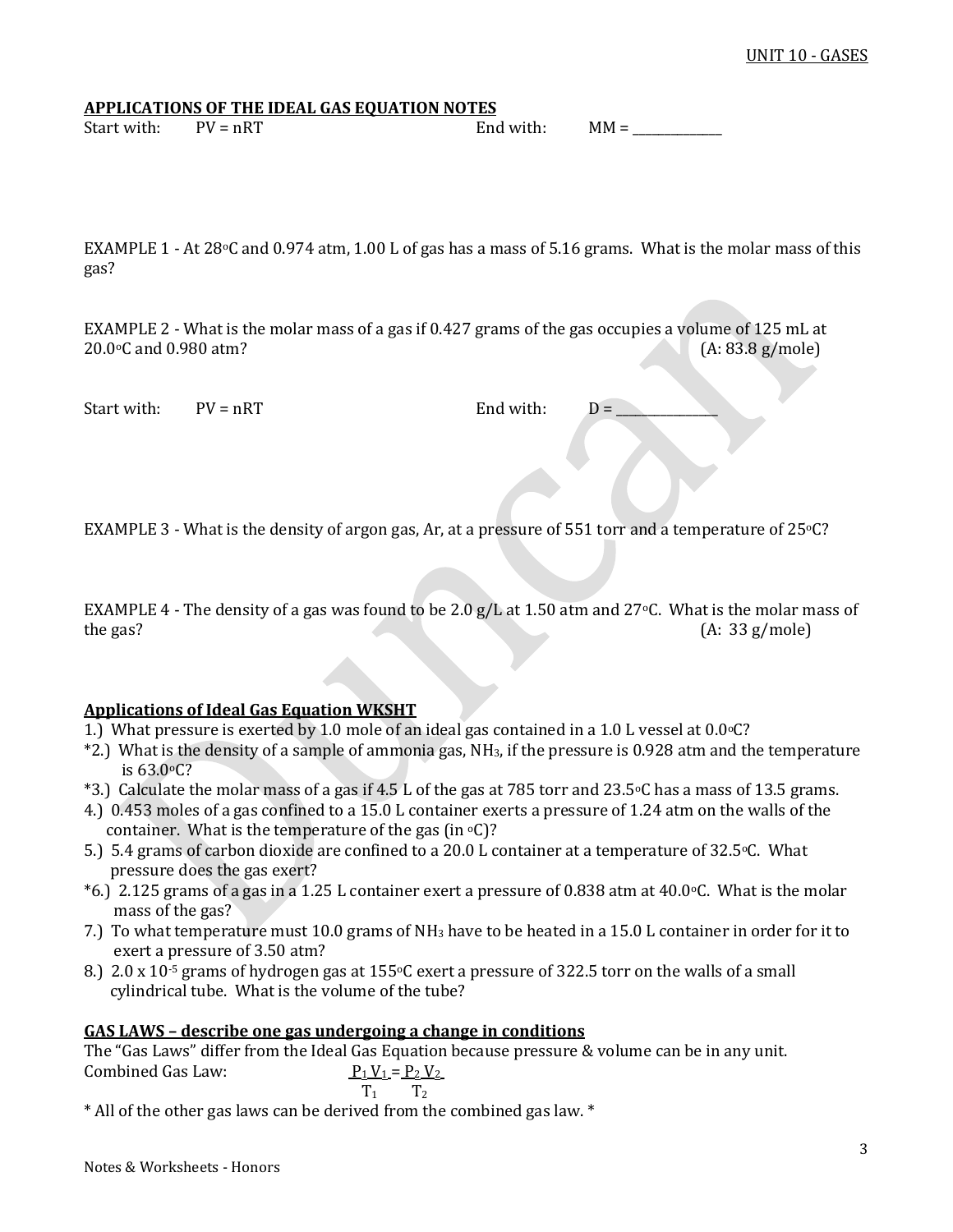## APPLICATIONS OF THE IDEAL GAS EQUATION NOTES

Start with: $PV = nRT$ End with: $MM =$ ______________

EXAMPLE 1 - At 28°C and 0.974 atm, 1.00 L of gas has a mass of 5.16 grams. What is the molar mass of this gas?

EXAMPLE 2 - What is the molar mass of a gas if 0.427 grams of the gas occupies a volume of 125 mL at 20.0°C and 0.980 atm? (A: 83.8 g/mole)

Start with: $PV = nRT$ End with: $D =$ _______________

EXAMPLE 3 - What is the density of argon gas, Ar, at a pressure of 551 torr and a temperature of 25°C?

EXAMPLE 4 - The density of a gas was found to be 2.0 g/L at 1.50 atm and 27°C. What is the molar mass of the gas? (A: 33 g/mole)

## Applications of Ideal Gas Equation WKSHT

1.) What pressure is exerted by 1.0 mole of an ideal gas contained in a 1.0 L vessel at 0.0°C?

*2.) What is the density of a sample of ammonia gas, $NH_3$, if the pressure is 0.928 atm and the temperature is 63.0°C?

*3.) Calculate the molar mass of a gas if 4.5 L of the gas at 785 torr and 23.5°C has a mass of 13.5 grams.

4.) 0.453 moles of a gas confined to a 15.0 L container exerts a pressure of 1.24 atm on the walls of the container. What is the temperature of the gas (in °C)?

5.) 5.4 grams of carbon dioxide are confined to a 20.0 L container at a temperature of 32.5°C. What pressure does the gas exert?

*6.) 2.125 grams of a gas in a 1.25 L container exert a pressure of 0.838 atm at 40.0°C. What is the molar mass of the gas?

7.) To what temperature must 10.0 grams of $NH_3$ have to be heated in a 15.0 L container in order for it to exert a pressure of 3.50 atm?

8.) $2.0 \times 10^{-5}$ grams of hydrogen gas at 155°C exert a pressure of 322.5 torr on the walls of a small cylindrical tube. What is the volume of the tube?

## GAS LAWS – describe one gas undergoing a change in conditions

The "Gas Laws" differ from the Ideal Gas Equation because pressure & volume can be in any unit.

Combined Gas Law: $$\frac{P_1 V_1}{T_1} = \frac{P_2 V_2}{T_2}$$

* All of the other gas laws can be derived from the combined gas law. *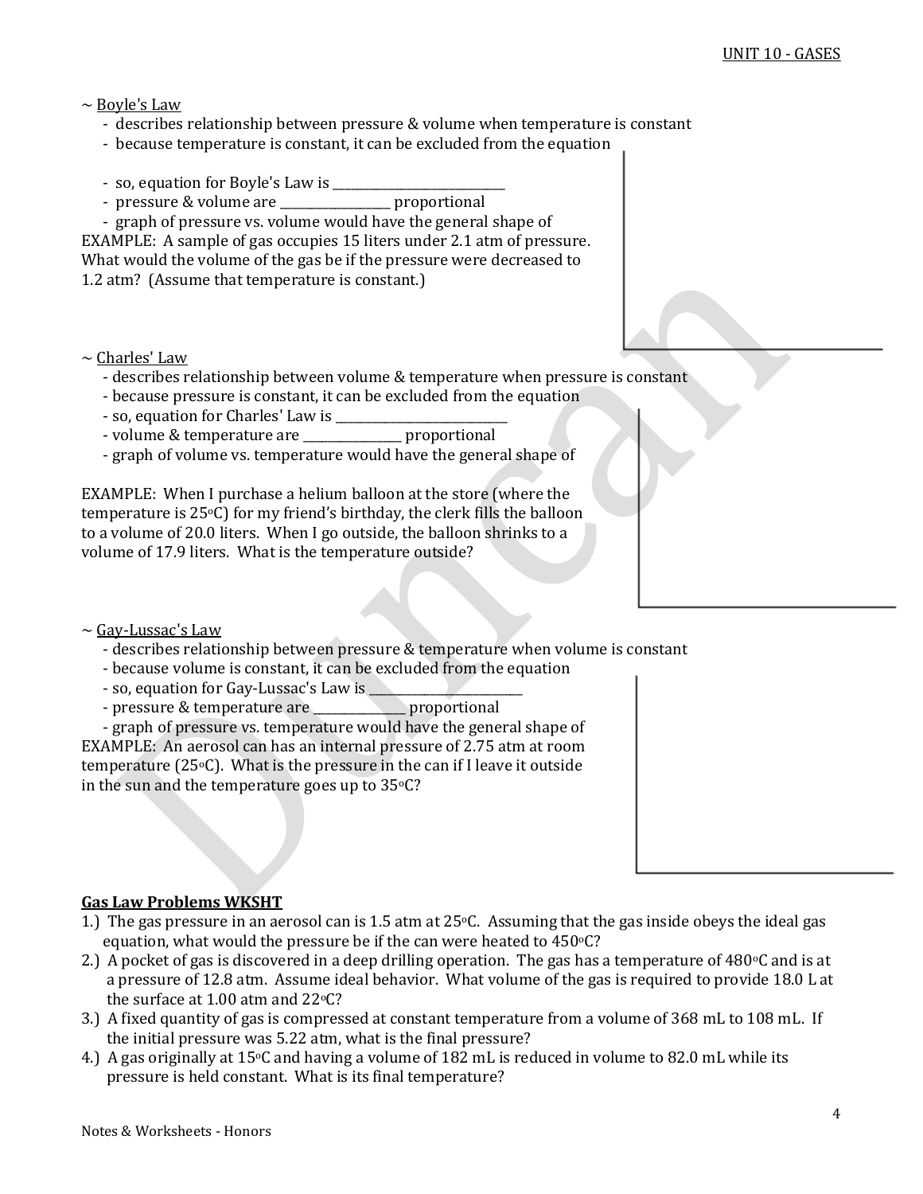~ Boyle's Law

- describes relationship between pressure & volume when temperature is constant
- because temperature is constant, it can be excluded from the equation

- so, equation for Boyle's Law is ___________________________
- pressure & volume are _________________ proportional
- graph of pressure vs. volume would have the general shape of

EXAMPLE: A sample of gas occupies 15 liters under 2.1 atm of pressure. What would the volume of the gas be if the pressure were decreased to 1.2 atm? (Assume that temperature is constant.)

~ Charles' Law

- describes relationship between volume & temperature when pressure is constant
- because pressure is constant, it can be excluded from the equation
- so, equation for Charles' Law is ___________________________
- volume & temperature are _______________ proportional
- graph of volume vs. temperature would have the general shape of

EXAMPLE: When I purchase a helium balloon at the store (where the temperature is 25$^oC$) for my friend's birthday, the clerk fills the balloon to a volume of 20.0 liters. When I go outside, the balloon shrinks to a volume of 17.9 liters. What is the temperature outside?

~ Gay-Lussac's Law

- describes relationship between pressure & temperature when volume is constant
- because volume is constant, it can be excluded from the equation
- so, equation for Gay-Lussac's Law is _______________________
- pressure & temperature are _______________ proportional
- graph of pressure vs. temperature would have the general shape of

EXAMPLE: An aerosol can has an internal pressure of 2.75 atm at room temperature (25$^oC$). What is the pressure in the can if I leave it outside in the sun and the temperature goes up to 35$^oC$?

**Gas Law Problems WKSHT**

1.) The gas pressure in an aerosol can is 1.5 atm at 25$^oC$. Assuming that the gas inside obeys the ideal gas equation, what would the pressure be if the can were heated to 450$^oC$?

2.) A pocket of gas is discovered in a deep drilling operation. The gas has a temperature of 480$^oC$ and is at a pressure of 12.8 atm. Assume ideal behavior. What volume of the gas is required to provide 18.0 L at the surface at 1.00 atm and 22$^oC$?

3.) A fixed quantity of gas is compressed at constant temperature from a volume of 368 mL to 108 mL. If the initial pressure was 5.22 atm, what is the final pressure?

4.) A gas originally at 15$^oC$ and having a volume of 182 mL is reduced in volume to 82.0 mL while its pressure is held constant. What is its final temperature?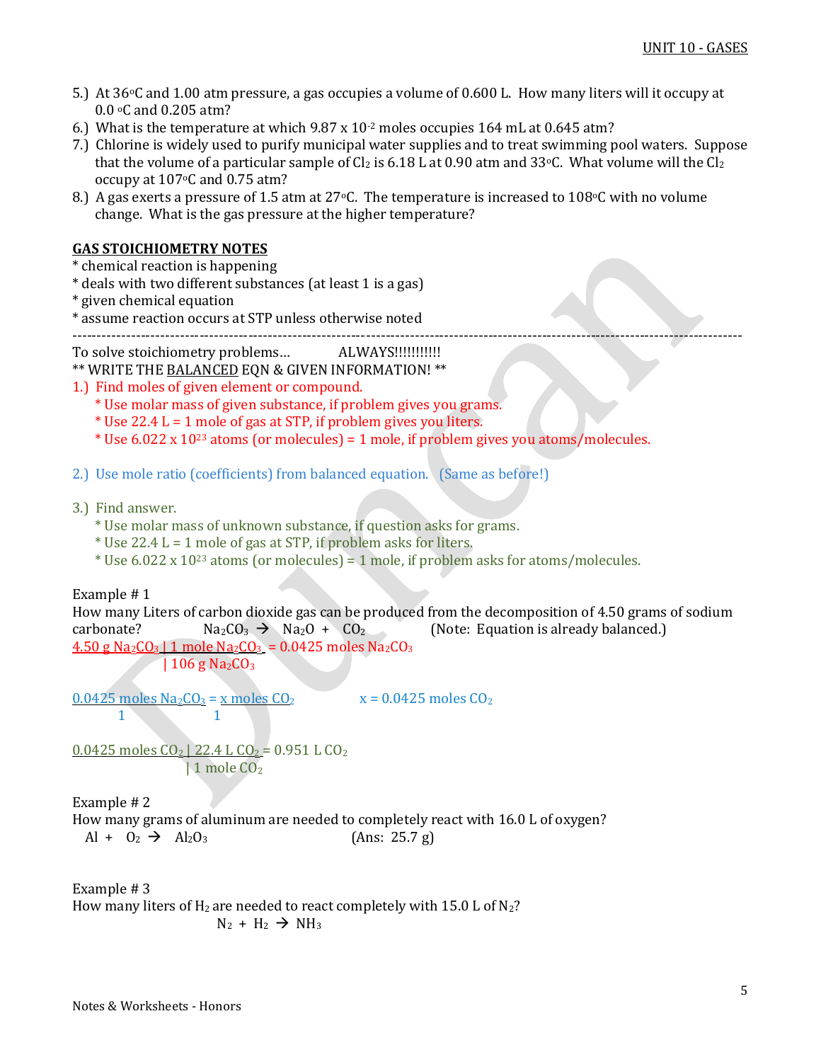5.) At 36°C and 1.00 atm pressure, a gas occupies a volume of 0.600 L. How many liters will it occupy at 0.0 °C and 0.205 atm?

6.) What is the temperature at which $9.87 \times 10^{-2}$ moles occupies 164 mL at 0.645 atm?

7.) Chlorine is widely used to purify municipal water supplies and to treat swimming pool waters. Suppose that the volume of a particular sample of $Cl_2$ is 6.18 L at 0.90 atm and 33°C. What volume will the $Cl_2$ occupy at 107°C and 0.75 atm?

8.) A gas exerts a pressure of 1.5 atm at 27°C. The temperature is increased to 108°C with no volume change. What is the gas pressure at the higher temperature?

## GAS STOICHIOMETRY NOTES

* chemical reaction is happening
* deals with two different substances (at least 1 is a gas)
* given chemical equation
* assume reaction occurs at STP unless otherwise noted

---

To solve stoichiometry problems… ALWAYS!!!!!!!!!!!

** WRITE THE BALANCED EQN & GIVEN INFORMATION! **

1.) Find moles of given element or compound.
   * Use molar mass of given substance, if problem gives you grams.
   * Use 22.4 L = 1 mole of gas at STP, if problem gives you liters.
   * Use $6.022 \times 10^{23}$ atoms (or molecules) = 1 mole, if problem gives you atoms/molecules.

2.) Use mole ratio (coefficients) from balanced equation. (Same as before!)

3.) Find answer.
   * Use molar mass of unknown substance, if question asks for grams.
   * Use 22.4 L = 1 mole of gas at STP, if problem asks for liters.
   * Use $6.022 \times 10^{23}$ atoms (or molecules) = 1 mole, if problem asks for atoms/molecules.

Example # 1

How many Liters of carbon dioxide gas can be produced from the decomposition of 4.50 grams of sodium carbonate? $Na_2CO_3 \rightarrow Na_2O + CO_2$ (Note: Equation is already balanced.)

$$4.50 \text{ g } Na_2CO_3 \times \frac{1 \text{ mole } Na_2CO_3}{106 \text{ g } Na_2CO_3} = 0.0425 \text{ moles } Na_2CO_3$$

$$\frac{0.0425 \text{ moles } Na_2CO_3}{1} = \frac{x \text{ moles } CO_2}{1} \qquad x = 0.0425 \text{ moles } CO_2$$

$$0.0425 \text{ moles } CO_2 \times \frac{22.4 \text{ L } CO_2}{1 \text{ mole } CO_2} = 0.951 \text{ L } CO_2$$

Example # 2

How many grams of aluminum are needed to completely react with 16.0 L of oxygen?

$Al + O_2 \rightarrow Al_2O_3$ (Ans: 25.7 g)

Example # 3

How many liters of $H_2$ are needed to react completely with 15.0 L of $N_2$?

$N_2 + H_2 \rightarrow NH_3$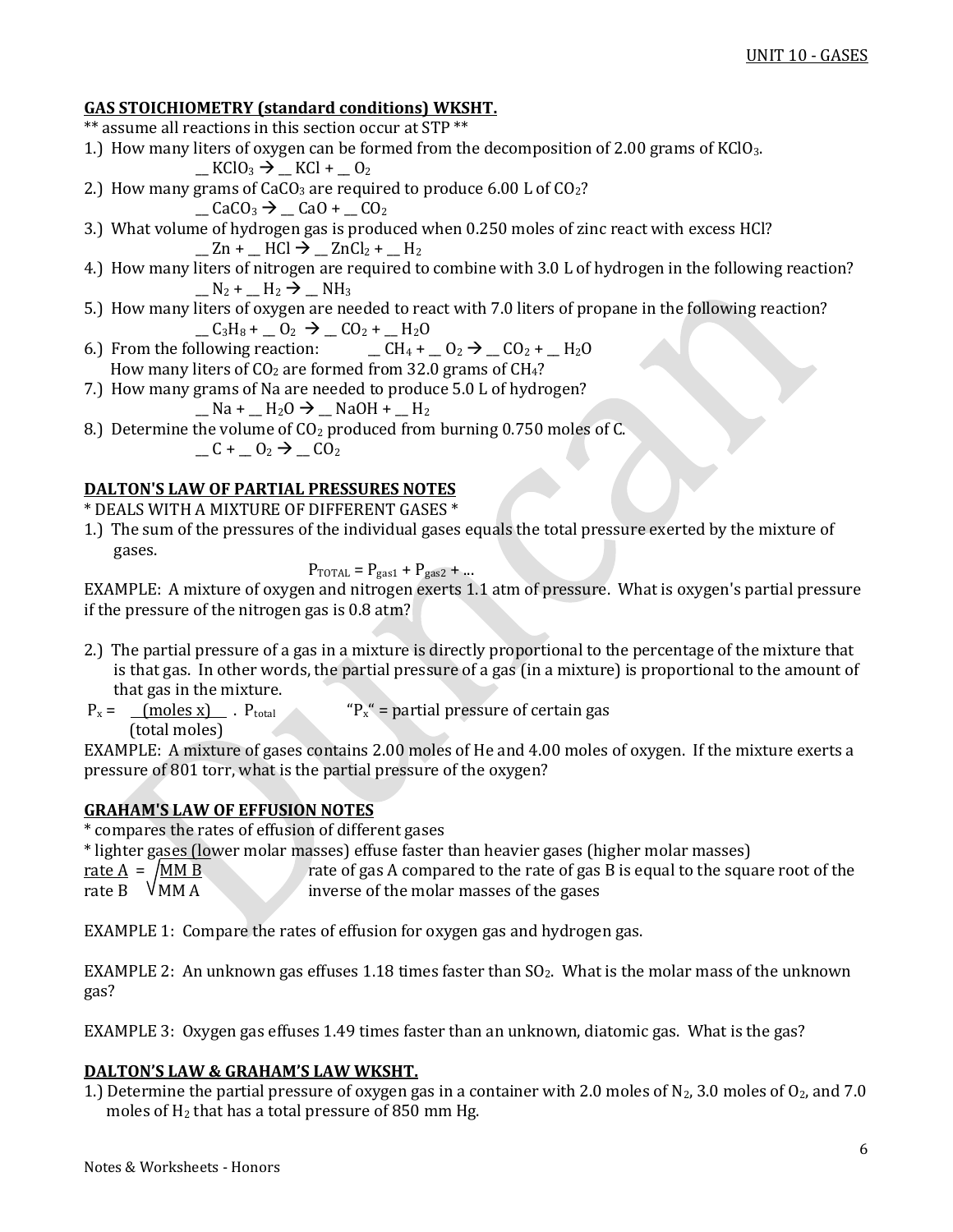## GAS STOICHIOMETRY (standard conditions) WKSHT.

** assume all reactions in this section occur at STP **

1.) How many liters of oxygen can be formed from the decomposition of 2.00 grams of $KClO_3$.

   __ $KClO_3 \rightarrow$ __ $KCl$ + __ $O_2$

2.) How many grams of $CaCO_3$ are required to produce 6.00 L of $CO_2$?

   __ $CaCO_3 \rightarrow$ __ $CaO$ + __ $CO_2$

3.) What volume of hydrogen gas is produced when 0.250 moles of zinc react with excess HCl?

   __ $Zn$ + __ $HCl \rightarrow$ __ $ZnCl_2$ + __ $H_2$

4.) How many liters of nitrogen are required to combine with 3.0 L of hydrogen in the following reaction?

   __ $N_2$ + __ $H_2 \rightarrow$ __ $NH_3$

5.) How many liters of oxygen are needed to react with 7.0 liters of propane in the following reaction?

   __ $C_3H_8$ + __ $O_2 \rightarrow$ __ $CO_2$ + __ $H_2O$

6.) From the following reaction: __ $CH_4$ + __ $O_2 \rightarrow$ __ $CO_2$ + __ $H_2O$

   How many liters of $CO_2$ are formed from 32.0 grams of $CH_4$?

7.) How many grams of Na are needed to produce 5.0 L of hydrogen?

   __ $Na$ + __ $H_2O \rightarrow$ __ $NaOH$ + __ $H_2$

8.) Determine the volume of $CO_2$ produced from burning 0.750 moles of C.

   __ $C$ + __ $O_2 \rightarrow$ __ $CO_2$

## DALTON'S LAW OF PARTIAL PRESSURES NOTES

* DEALS WITH A MIXTURE OF DIFFERENT GASES *

1.) The sum of the pressures of the individual gases equals the total pressure exerted by the mixture of gases.

$$P_{TOTAL} = P_{gas1} + P_{gas2} + \ldots$$

EXAMPLE: A mixture of oxygen and nitrogen exerts 1.1 atm of pressure. What is oxygen's partial pressure if the pressure of the nitrogen gas is 0.8 atm?

2.) The partial pressure of a gas in a mixture is directly proportional to the percentage of the mixture that is that gas. In other words, the partial pressure of a gas (in a mixture) is proportional to the amount of that gas in the mixture.

$$P_x = \frac{\text{(moles x)}}{\text{(total moles)}} \cdot P_{total}$$

"$P_x$" = partial pressure of certain gas

EXAMPLE: A mixture of gases contains 2.00 moles of He and 4.00 moles of oxygen. If the mixture exerts a pressure of 801 torr, what is the partial pressure of the oxygen?

## GRAHAM'S LAW OF EFFUSION NOTES

* compares the rates of effusion of different gases
* lighter gases (lower molar masses) effuse faster than heavier gases (higher molar masses)

$$\frac{\text{rate A}}{\text{rate B}} = \sqrt{\frac{\text{MM B}}{\text{MM A}}}$$

rate of gas A compared to the rate of gas B is equal to the square root of the inverse of the molar masses of the gases

EXAMPLE 1: Compare the rates of effusion for oxygen gas and hydrogen gas.

EXAMPLE 2: An unknown gas effuses 1.18 times faster than $SO_2$. What is the molar mass of the unknown gas?

EXAMPLE 3: Oxygen gas effuses 1.49 times faster than an unknown, diatomic gas. What is the gas?

## DALTON'S LAW & GRAHAM'S LAW WKSHT.

1.) Determine the partial pressure of oxygen gas in a container with 2.0 moles of $N_2$, 3.0 moles of $O_2$, and 7.0 moles of $H_2$ that has a total pressure of 850 mm Hg.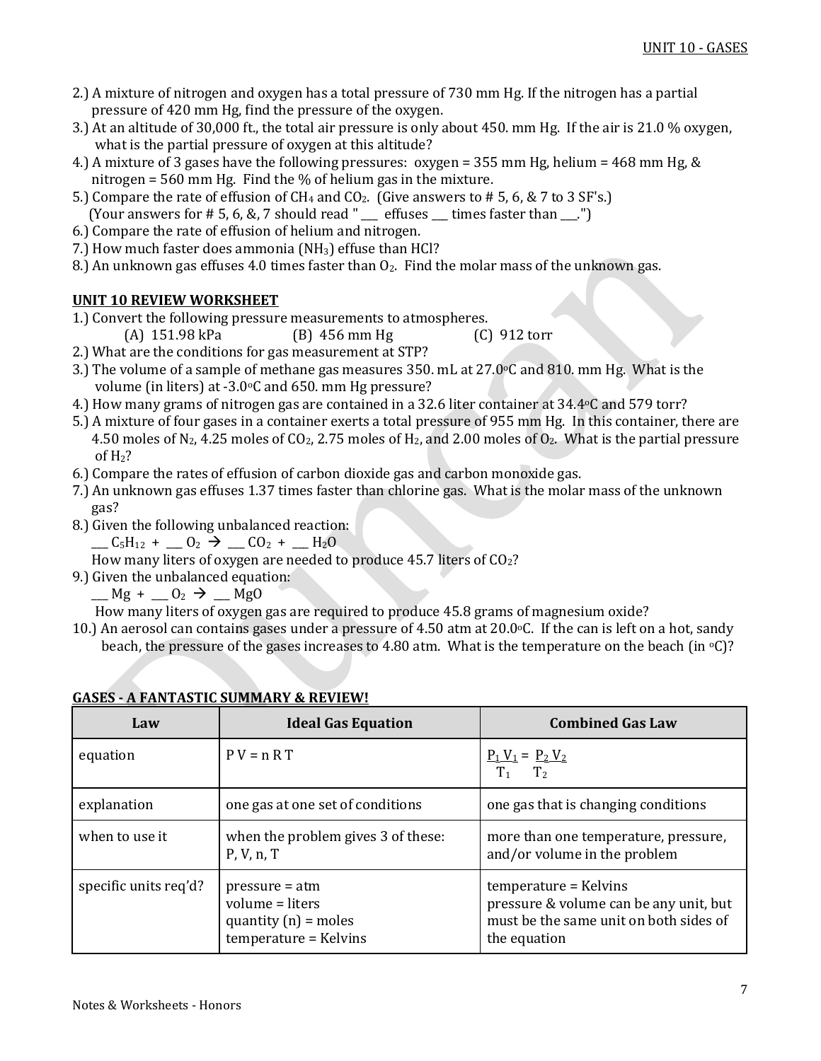2.) A mixture of nitrogen and oxygen has a total pressure of 730 mm Hg. If the nitrogen has a partial pressure of 420 mm Hg, find the pressure of the oxygen.

3.) At an altitude of 30,000 ft., the total air pressure is only about 450. mm Hg. If the air is 21.0 % oxygen, what is the partial pressure of oxygen at this altitude?

4.) A mixture of 3 gases have the following pressures: oxygen = 355 mm Hg, helium = 468 mm Hg, & nitrogen = 560 mm Hg. Find the % of helium gas in the mixture.

5.) Compare the rate of effusion of $CH_4$ and $CO_2$. (Give answers to # 5, 6, & 7 to 3 SF's.)
(Your answers for # 5, 6, &, 7 should read " ___ effuses ___ times faster than ___.")

6.) Compare the rate of effusion of helium and nitrogen.

7.) How much faster does ammonia ($NH_3$) effuse than HCl?

8.) An unknown gas effuses 4.0 times faster than $O_2$. Find the molar mass of the unknown gas.

## UNIT 10 REVIEW WORKSHEET

1.) Convert the following pressure measurements to atmospheres.
(A) 151.98 kPa (B) 456 mm Hg (C) 912 torr

2.) What are the conditions for gas measurement at STP?

3.) The volume of a sample of methane gas measures 350. mL at 27.0°C and 810. mm Hg. What is the volume (in liters) at -3.0°C and 650. mm Hg pressure?

4.) How many grams of nitrogen gas are contained in a 32.6 liter container at 34.4°C and 579 torr?

5.) A mixture of four gases in a container exerts a total pressure of 955 mm Hg. In this container, there are 4.50 moles of $N_2$, 4.25 moles of $CO_2$, 2.75 moles of $H_2$, and 2.00 moles of $O_2$. What is the partial pressure of $H_2$?

6.) Compare the rates of effusion of carbon dioxide gas and carbon monoxide gas.

7.) An unknown gas effuses 1.37 times faster than chlorine gas. What is the molar mass of the unknown gas?

8.) Given the following unbalanced reaction:
___ $C_5H_{12}$ + ___ $O_2$ → ___ $CO_2$ + ___ $H_2O$
How many liters of oxygen are needed to produce 45.7 liters of $CO_2$?

9.) Given the unbalanced equation:
___ Mg + ___ $O_2$ → ___ MgO
How many liters of oxygen gas are required to produce 45.8 grams of magnesium oxide?

10.) An aerosol can contains gases under a pressure of 4.50 atm at 20.0°C. If the can is left on a hot, sandy beach, the pressure of the gases increases to 4.80 atm. What is the temperature on the beach (in °C)?

## GASES - A FANTASTIC SUMMARY & REVIEW!

| Law | Ideal Gas Equation | Combined Gas Law |
|---|---|---|
| equation | $PV = nRT$ | $\frac{P_1 V_1}{T_1} = \frac{P_2 V_2}{T_2}$ |
| explanation | one gas at one set of conditions | one gas that is changing conditions |
| when to use it | when the problem gives 3 of these: P, V, n, T | more than one temperature, pressure, and/or volume in the problem |
| specific units req'd? | pressure = atm<br>volume = liters<br>quantity (n) = moles<br>temperature = Kelvins | temperature = Kelvins<br>pressure & volume can be any unit, but must be the same unit on both sides of the equation |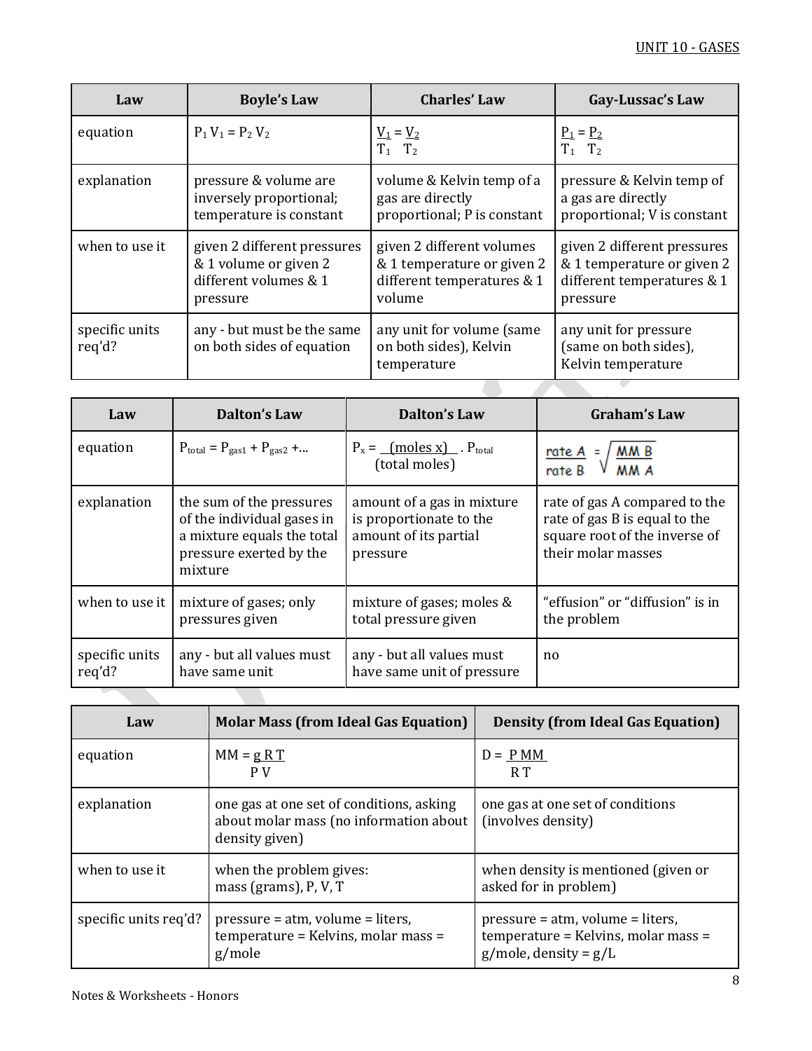| Law | Boyle's Law | Charles' Law | Gay-Lussac's Law |
|---|---|---|---|
| equation | $P_1 V_1 = P_2 V_2$ | $\frac{V_1}{T_1} = \frac{V_2}{T_2}$ | $\frac{P_1}{T_1} = \frac{P_2}{T_2}$ |
| explanation | pressure & volume are inversely proportional; temperature is constant | volume & Kelvin temp of a gas are directly proportional; P is constant | pressure & Kelvin temp of a gas are directly proportional; V is constant |
| when to use it | given 2 different pressures & 1 volume or given 2 different volumes & 1 pressure | given 2 different volumes & 1 temperature or given 2 different temperatures & 1 volume | given 2 different pressures & 1 temperature or given 2 different temperatures & 1 pressure |
| specific units req'd? | any - but must be the same on both sides of equation | any unit for volume (same on both sides), Kelvin temperature | any unit for pressure (same on both sides), Kelvin temperature |

| Law | Dalton's Law | Dalton's Law | Graham's Law |
|---|---|---|---|
| equation | $P_{total} = P_{gas1} + P_{gas2} + ...$ | $P_x = \frac{\text{(moles x)}}{\text{(total moles)}} \cdot P_{total}$ | $\frac{\text{rate A}}{\text{rate B}} = \sqrt{\frac{\text{MM B}}{\text{MM A}}}$ |
| explanation | the sum of the pressures of the individual gases in a mixture equals the total pressure exerted by the mixture | amount of a gas in mixture is proportionate to the amount of its partial pressure | rate of gas A compared to the rate of gas B is equal to the square root of the inverse of their molar masses |
| when to use it | mixture of gases; only pressures given | mixture of gases; moles & total pressure given | "effusion" or "diffusion" is in the problem |
| specific units req'd? | any - but all values must have same unit | any - but all values must have same unit of pressure | no |

| Law | Molar Mass (from Ideal Gas Equation) | Density (from Ideal Gas Equation) |
|---|---|---|
| equation | $MM = \frac{g\,R\,T}{P\,V}$ | $D = \frac{P\,MM}{R\,T}$ |
| explanation | one gas at one set of conditions, asking about molar mass (no information about density given) | one gas at one set of conditions (involves density) |
| when to use it | when the problem gives: mass (grams), P, V, T | when density is mentioned (given or asked for in problem) |
| specific units req'd? | pressure = atm, volume = liters, temperature = Kelvins, molar mass = g/mole | pressure = atm, volume = liters, temperature = Kelvins, molar mass = g/mole, density = g/L |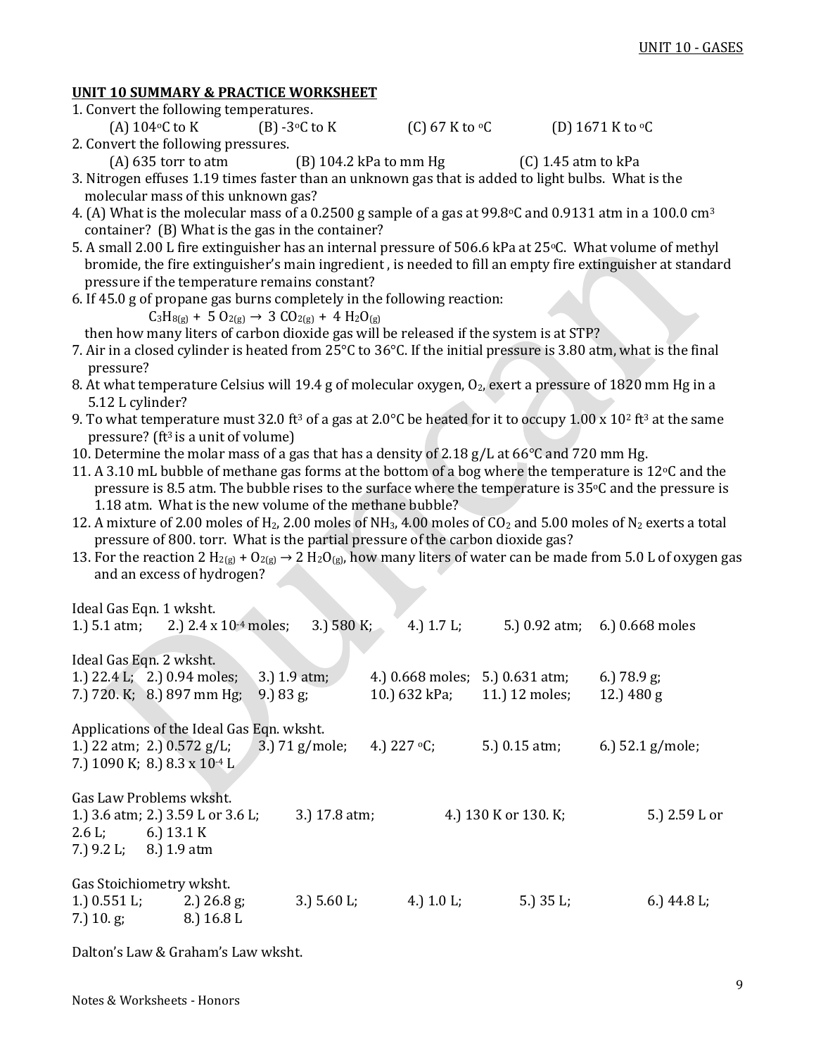## UNIT 10 SUMMARY & PRACTICE WORKSHEET

1. Convert the following temperatures.
   (A) 104°C to K (B) -3°C to K (C) 67 K to °C (D) 1671 K to °C
2. Convert the following pressures.
   (A) 635 torr to atm (B) 104.2 kPa to mm Hg (C) 1.45 atm to kPa
3. Nitrogen effuses 1.19 times faster than an unknown gas that is added to light bulbs. What is the molecular mass of this unknown gas?
4. (A) What is the molecular mass of a 0.2500 g sample of a gas at 99.8°C and 0.9131 atm in a 100.0 $cm^3$ container? (B) What is the gas in the container?
5. A small 2.00 L fire extinguisher has an internal pressure of 506.6 kPa at 25°C. What volume of methyl bromide, the fire extinguisher's main ingredient , is needed to fill an empty fire extinguisher at standard pressure if the temperature remains constant?
6. If 45.0 g of propane gas burns completely in the following reaction:
   $$C_3H_{8(g)} + 5\ O_{2(g)} \rightarrow 3\ CO_{2(g)} + 4\ H_2O_{(g)}$$
   then how many liters of carbon dioxide gas will be released if the system is at STP?
7. Air in a closed cylinder is heated from 25°C to 36°C. If the initial pressure is 3.80 atm, what is the final pressure?
8. At what temperature Celsius will 19.4 g of molecular oxygen, $O_2$, exert a pressure of 1820 mm Hg in a 5.12 L cylinder?
9. To what temperature must 32.0 $ft^3$ of a gas at 2.0°C be heated for it to occupy $1.00 \times 10^2$ $ft^3$ at the same pressure? ($ft^3$ is a unit of volume)
10. Determine the molar mass of a gas that has a density of 2.18 g/L at 66°C and 720 mm Hg.
11. A 3.10 mL bubble of methane gas forms at the bottom of a bog where the temperature is 12°C and the pressure is 8.5 atm. The bubble rises to the surface where the temperature is 35°C and the pressure is 1.18 atm. What is the new volume of the methane bubble?
12. A mixture of 2.00 moles of $H_2$, 2.00 moles of $NH_3$, 4.00 moles of $CO_2$ and 5.00 moles of $N_2$ exerts a total pressure of 800. torr. What is the partial pressure of the carbon dioxide gas?
13. For the reaction $2\ H_{2(g)} + O_{2(g)} \rightarrow 2\ H_2O_{(g)}$, how many liters of water can be made from 5.0 L of oxygen gas and an excess of hydrogen?

Ideal Gas Eqn. 1 wksht.
1.) 5.1 atm; 2.) $2.4 \times 10^{-4}$ moles; 3.) 580 K; 4.) 1.7 L; 5.) 0.92 atm; 6.) 0.668 moles

Ideal Gas Eqn. 2 wksht.
1.) 22.4 L; 2.) 0.94 moles; 3.) 1.9 atm; 4.) 0.668 moles; 5.) 0.631 atm; 6.) 78.9 g;
7.) 720. K; 8.) 897 mm Hg; 9.) 83 g; 10.) 632 kPa; 11.) 12 moles; 12.) 480 g

Applications of the Ideal Gas Eqn. wksht.
1.) 22 atm; 2.) 0.572 g/L; 3.) 71 g/mole; 4.) 227 °C; 5.) 0.15 atm; 6.) 52.1 g/mole;
7.) 1090 K; 8.) $8.3 \times 10^{-4}$ L

Gas Law Problems wksht.
1.) 3.6 atm; 2.) 3.59 L or 3.6 L; 3.) 17.8 atm; 4.) 130 K or 130. K; 5.) 2.59 L or 2.6 L; 6.) 13.1 K
7.) 9.2 L; 8.) 1.9 atm

Gas Stoichiometry wksht.
1.) 0.551 L; 2.) 26.8 g; 3.) 5.60 L; 4.) 1.0 L; 5.) 35 L; 6.) 44.8 L;
7.) 10. g; 8.) 16.8 L

Dalton's Law & Graham's Law wksht.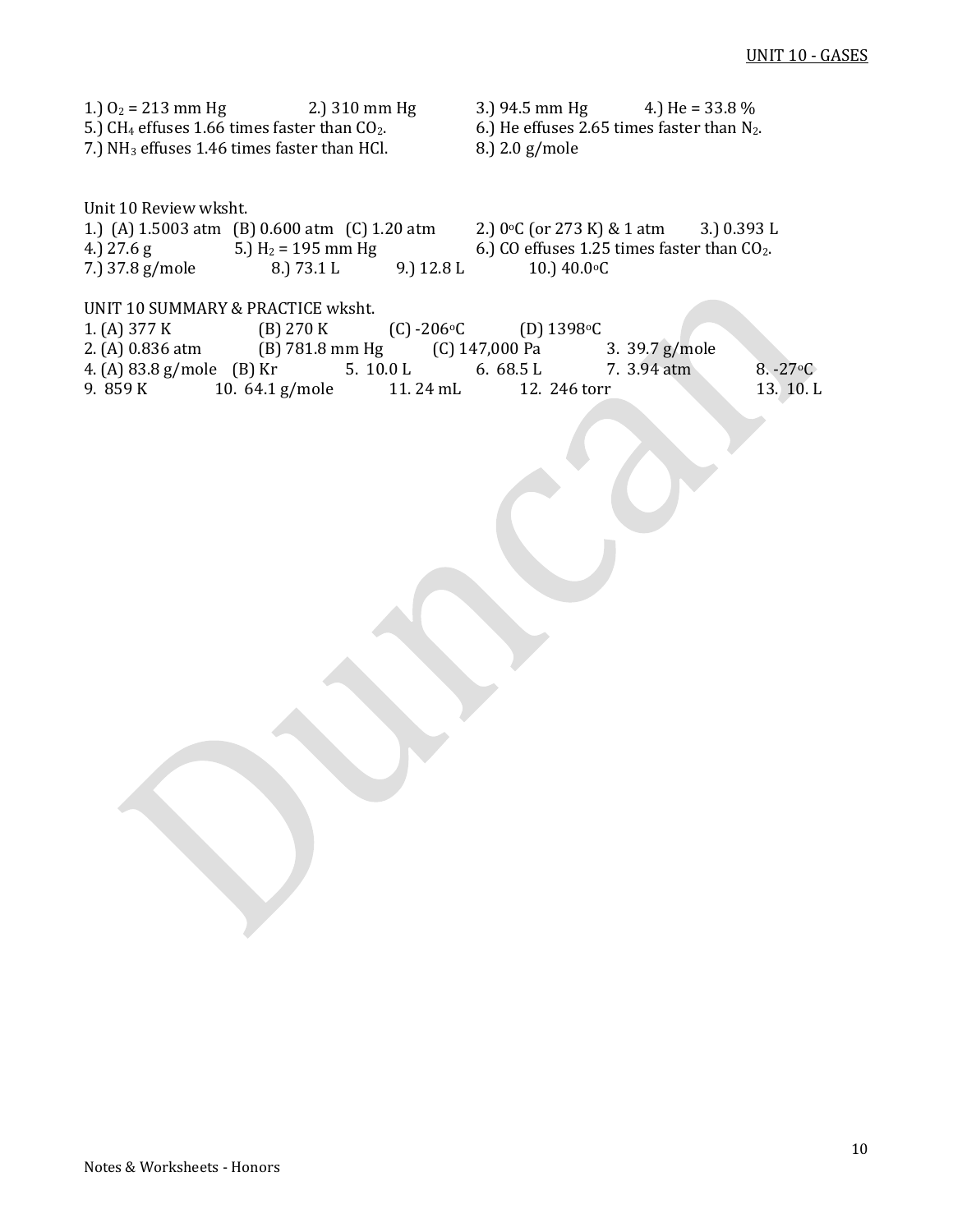1.) $O_2$ = 213 mm Hg  2.) 310 mm Hg  3.) 94.5 mm Hg  4.) He = 33.8 %

5.) $CH_4$ effuses 1.66 times faster than $CO_2$.  6.) He effuses 2.65 times faster than $N_2$.

7.) $NH_3$ effuses 1.46 times faster than HCl.  8.) 2.0 g/mole

Unit 10 Review wksht.

1.) (A) 1.5003 atm (B) 0.600 atm (C) 1.20 atm  2.) 0°C (or 273 K) & 1 atm  3.) 0.393 L

4.) 27.6 g  5.) $H_2$ = 195 mm Hg  6.) CO effuses 1.25 times faster than $CO_2$.

7.) 37.8 g/mole  8.) 73.1 L  9.) 12.8 L  10.) 40.0°C

UNIT 10 SUMMARY & PRACTICE wksht.

1. (A) 377 K  (B) 270 K  (C) -206°C  (D) 1398°C

2. (A) 0.836 atm  (B) 781.8 mm Hg  (C) 147,000 Pa  3. 39.7 g/mole

4. (A) 83.8 g/mole  (B) Kr  5. 10.0 L  6. 68.5 L  7. 3.94 atm  8. -27°C

9. 859 K  10. 64.1 g/mole  11. 24 mL  12. 246 torr  13. 10. L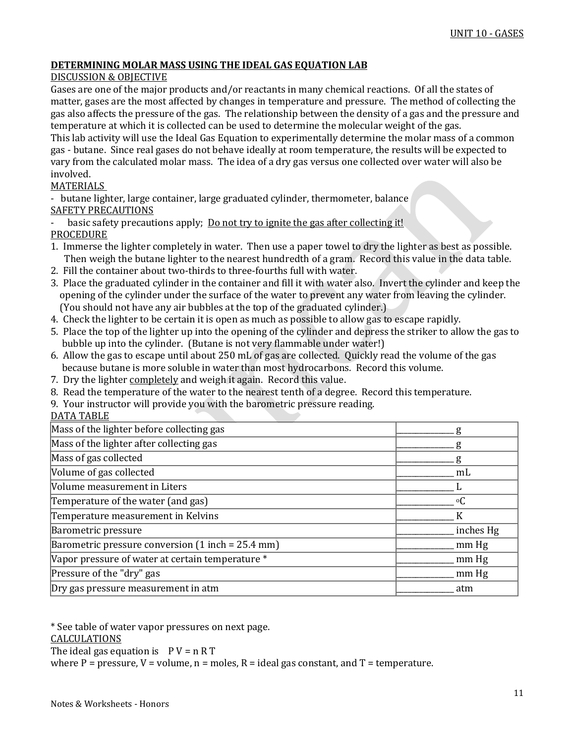# DETERMINING MOLAR MASS USING THE IDEAL GAS EQUATION LAB

## DISCUSSION & OBJECTIVE

Gases are one of the major products and/or reactants in many chemical reactions. Of all the states of matter, gases are the most affected by changes in temperature and pressure. The method of collecting the gas also affects the pressure of the gas. The relationship between the density of a gas and the pressure and temperature at which it is collected can be used to determine the molecular weight of the gas.

This lab activity will use the Ideal Gas Equation to experimentally determine the molar mass of a common gas - butane. Since real gases do not behave ideally at room temperature, the results will be expected to vary from the calculated molar mass. The idea of a dry gas versus one collected over water will also be involved.

## MATERIALS

- butane lighter, large container, large graduated cylinder, thermometer, balance

## SAFETY PRECAUTIONS

- basic safety precautions apply; Do not try to ignite the gas after collecting it!

## PROCEDURE

1. Immerse the lighter completely in water. Then use a paper towel to dry the lighter as best as possible. Then weigh the butane lighter to the nearest hundredth of a gram. Record this value in the data table.
2. Fill the container about two-thirds to three-fourths full with water.
3. Place the graduated cylinder in the container and fill it with water also. Invert the cylinder and keep the opening of the cylinder under the surface of the water to prevent any water from leaving the cylinder. (You should not have any air bubbles at the top of the graduated cylinder.)
4. Check the lighter to be certain it is open as much as possible to allow gas to escape rapidly.
5. Place the top of the lighter up into the opening of the cylinder and depress the striker to allow the gas to bubble up into the cylinder. (Butane is not very flammable under water!)
6. Allow the gas to escape until about 250 mL of gas are collected. Quickly read the volume of the gas because butane is more soluble in water than most hydrocarbons. Record this volume.
7. Dry the lighter completely and weigh it again. Record this value.
8. Read the temperature of the water to the nearest tenth of a degree. Record this temperature.
9. Your instructor will provide you with the barometric pressure reading.

## DATA TABLE

| Measurement | Value |
| --- | --- |
| Mass of the lighter before collecting gas | _____________ g |
| Mass of the lighter after collecting gas | _____________ g |
| Mass of gas collected | _____________ g |
| Volume of gas collected | _____________ mL |
| Volume measurement in Liters | _____________ L |
| Temperature of the water (and gas) | _____________ $^{o}C$ |
| Temperature measurement in Kelvins | _____________ K |
| Barometric pressure | _____________ inches Hg |
| Barometric pressure conversion (1 inch = 25.4 mm) | _____________ mm Hg |
| Vapor pressure of water at certain temperature * | _____________ mm Hg |
| Pressure of the "dry" gas | _____________ mm Hg |
| Dry gas pressure measurement in atm | _____________ atm |

* See table of water vapor pressures on next page.

## CALCULATIONS

The ideal gas equation is $PV = nRT$

where P = pressure, V = volume, n = moles, R = ideal gas constant, and T = temperature.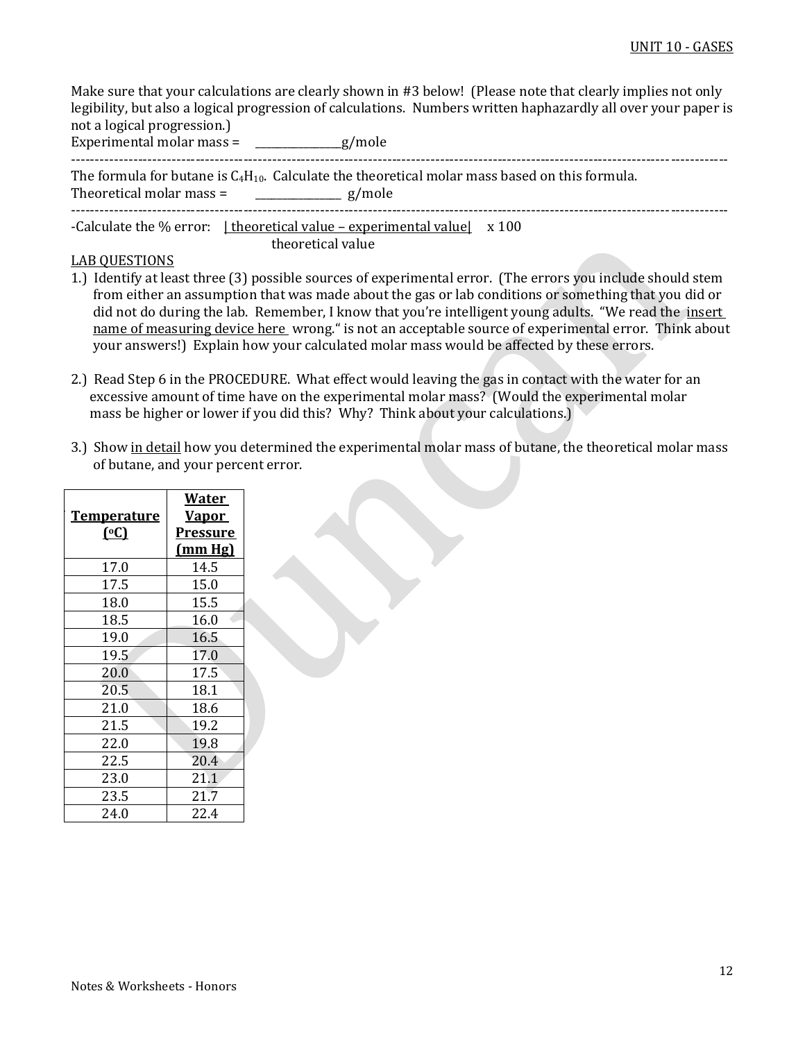Make sure that your calculations are clearly shown in #3 below! (Please note that clearly implies not only legibility, but also a logical progression of calculations. Numbers written haphazardly all over your paper is not a logical progression.)

Experimental molar mass = \_\_\_\_\_\_\_\_\_\_\_\_\_\_\_\_g/mole

---

The formula for butane is $C_4H_{10}$. Calculate the theoretical molar mass based on this formula.

Theoretical molar mass = \_\_\_\_\_\_\_\_\_\_\_\_\_\_\_\_ g/mole

---

-Calculate the % error: $\frac{|\text{theoretical value} - \text{experimental value}|}{\text{theoretical value}} \times 100$

LAB QUESTIONS

1.) Identify at least three (3) possible sources of experimental error. (The errors you include should stem from either an assumption that was made about the gas or lab conditions or something that you did or did not do during the lab. Remember, I know that you're intelligent young adults. "We read the insert name of measuring device here wrong." is not an acceptable source of experimental error. Think about your answers!) Explain how your calculated molar mass would be affected by these errors.

2.) Read Step 6 in the PROCEDURE. What effect would leaving the gas in contact with the water for an excessive amount of time have on the experimental molar mass? (Would the experimental molar mass be higher or lower if you did this? Why? Think about your calculations.)

3.) Show in detail how you determined the experimental molar mass of butane, the theoretical molar mass of butane, and your percent error.

| Temperature (°C) | Water Vapor Pressure (mm Hg) |
|---|---|
| 17.0 | 14.5 |
| 17.5 | 15.0 |
| 18.0 | 15.5 |
| 18.5 | 16.0 |
| 19.0 | 16.5 |
| 19.5 | 17.0 |
| 20.0 | 17.5 |
| 20.5 | 18.1 |
| 21.0 | 18.6 |
| 21.5 | 19.2 |
| 22.0 | 19.8 |
| 22.5 | 20.4 |
| 23.0 | 21.1 |
| 23.5 | 21.7 |
| 24.0 | 22.4 |